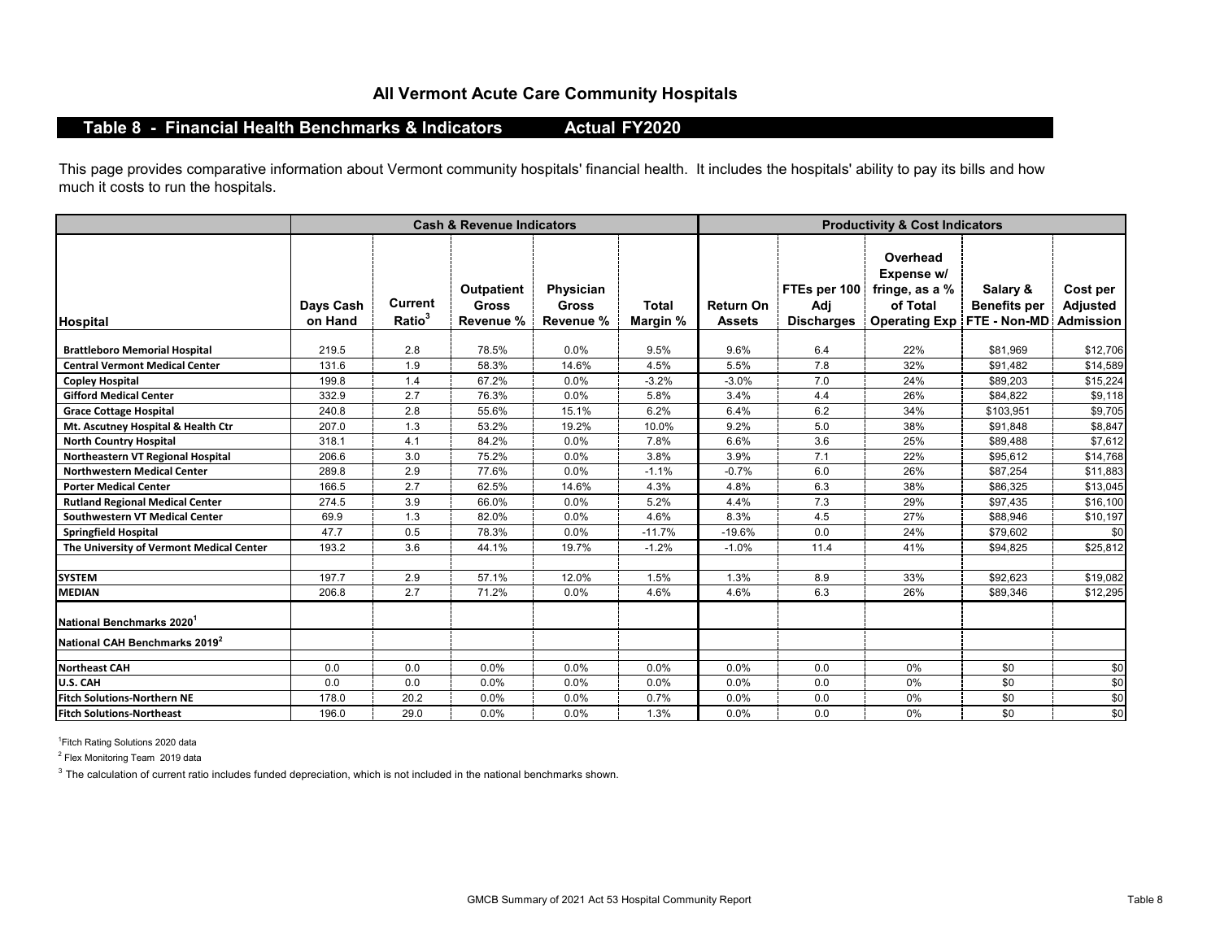## All Vermont Acute Care Community Hospitals

### Table 8 - Financial Health Benchmarks & Indicators Actual FY2020

This page provides comparative information about Vermont community hospitals' financial health. It includes the hospitals' ability to pay its bills and how much it costs to run the hospitals.

| | Cash & Revenue Indicators | | | | | Productivity & Cost Indicators | | | | |
|---|---|---|---|---|---|---|---|---|---|---|
| Hospital | Days Cash on Hand | Current Ratio[3] | Outpatient Gross Revenue % | Physician Gross Revenue % | Total Margin % | Return On Assets | FTEs per 100 Adj Discharges | Overhead Expense w/ fringe, as a % of Total Operating Exp | Salary & Benefits per FTE - Non-MD | Cost per Adjusted Admission |
| Brattleboro Memorial Hospital | 219.5 | 2.8 | 78.5% | 0.0% | 9.5% | 9.6% | 6.4 | 22% | $81,969 | $12,706 |
| Central Vermont Medical Center | 131.6 | 1.9 | 58.3% | 14.6% | 4.5% | 5.5% | 7.8 | 32% | $91,482 | $14,589 |
| Copley Hospital | 199.8 | 1.4 | 67.2% | 0.0% | -3.2% | -3.0% | 7.0 | 24% | $89,203 | $15,224 |
| Gifford Medical Center | 332.9 | 2.7 | 76.3% | 0.0% | 5.8% | 3.4% | 4.4 | 26% | $84,822 | $9,118 |
| Grace Cottage Hospital | 240.8 | 2.8 | 55.6% | 15.1% | 6.2% | 6.4% | 6.2 | 34% | $103,951 | $9,705 |
| Mt. Ascutney Hospital & Health Ctr | 207.0 | 1.3 | 53.2% | 19.2% | 10.0% | 9.2% | 5.0 | 38% | $91,848 | $8,847 |
| North Country Hospital | 318.1 | 4.1 | 84.2% | 0.0% | 7.8% | 6.6% | 3.6 | 25% | $89,488 | $7,612 |
| Northeastern VT Regional Hospital | 206.6 | 3.0 | 75.2% | 0.0% | 3.8% | 3.9% | 7.1 | 22% | $95,612 | $14,768 |
| Northwestern Medical Center | 289.8 | 2.9 | 77.6% | 0.0% | -1.1% | -0.7% | 6.0 | 26% | $87,254 | $11,883 |
| Porter Medical Center | 166.5 | 2.7 | 62.5% | 14.6% | 4.3% | 4.8% | 6.3 | 38% | $86,325 | $13,045 |
| Rutland Regional Medical Center | 274.5 | 3.9 | 66.0% | 0.0% | 5.2% | 4.4% | 7.3 | 29% | $97,435 | $16,100 |
| Southwestern VT Medical Center | 69.9 | 1.3 | 82.0% | 0.0% | 4.6% | 8.3% | 4.5 | 27% | $88,946 | $10,197 |
| Springfield Hospital | 47.7 | 0.5 | 78.3% | 0.0% | -11.7% | -19.6% | 0.0 | 24% | $79,602 | $0 |
| The University of Vermont Medical Center | 193.2 | 3.6 | 44.1% | 19.7% | -1.2% | -1.0% | 11.4 | 41% | $94,825 | $25,812 |
| | | | | | | | | | | |
| SYSTEM | 197.7 | 2.9 | 57.1% | 12.0% | 1.5% | 1.3% | 8.9 | 33% | $92,623 | $19,082 |
| MEDIAN | 206.8 | 2.7 | 71.2% | 0.0% | 4.6% | 4.6% | 6.3 | 26% | $89,346 | $12,295 |
| National Benchmarks 2020[1] | | | | | | | | | | |
| National CAH Benchmarks 2019[2] | | | | | | | | | | |
| Northeast CAH | 0.0 | 0.0 | 0.0% | 0.0% | 0.0% | 0.0% | 0.0 | 0% | $0 | $0 |
| U.S. CAH | 0.0 | 0.0 | 0.0% | 0.0% | 0.0% | 0.0% | 0.0 | 0% | $0 | $0 |
| Fitch Solutions-Northern NE | 178.0 | 20.2 | 0.0% | 0.0% | 0.7% | 0.0% | 0.0 | 0% | $0 | $0 |
| Fitch Solutions-Northeast | 196.0 | 29.0 | 0.0% | 0.0% | 1.3% | 0.0% | 0.0 | 0% | $0 | $0 |

[1] Fitch Rating Solutions 2020 data

[2] Flex Monitoring Team 2019 data

[3] The calculation of current ratio includes funded depreciation, which is not included in the national benchmarks shown.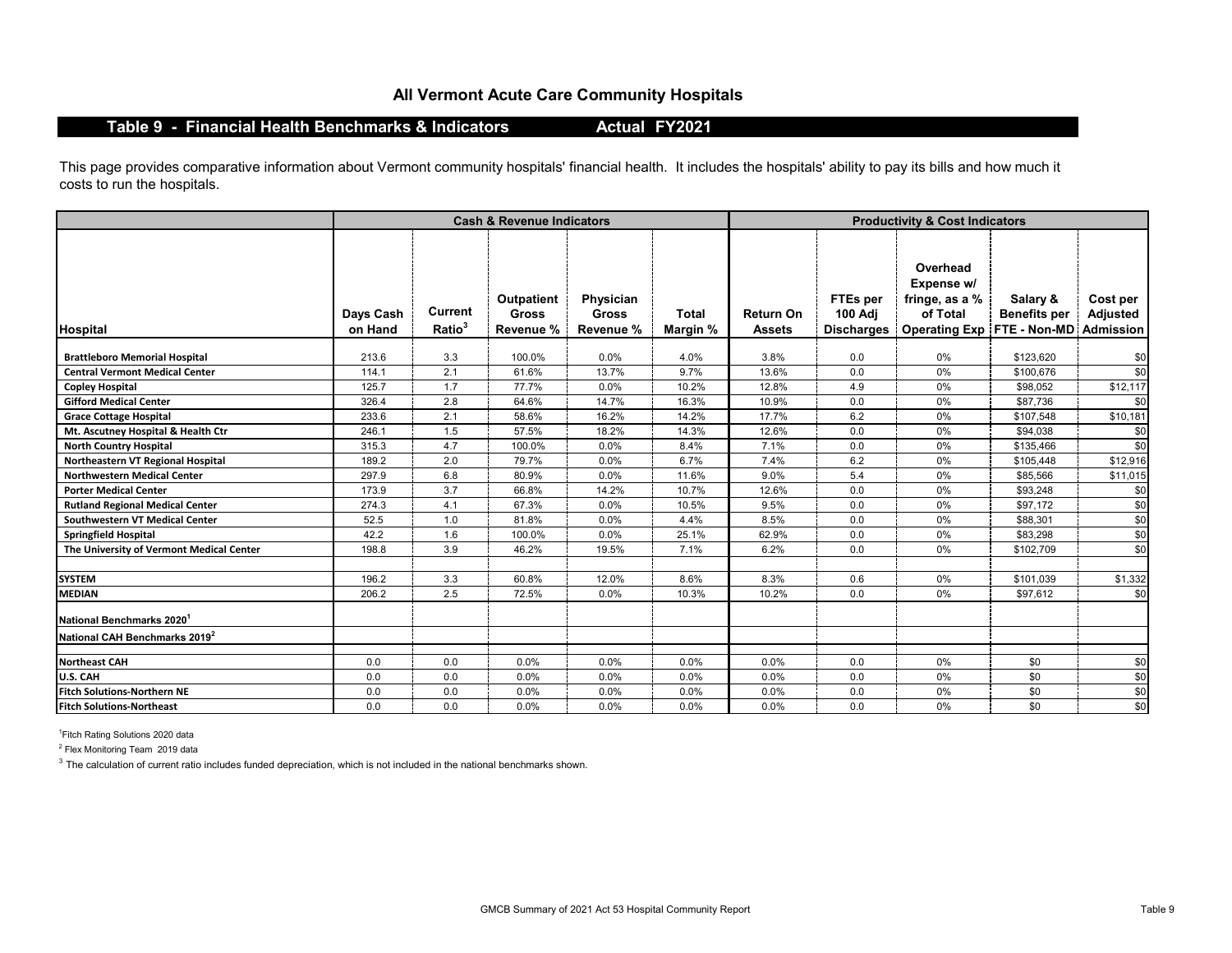## All Vermont Acute Care Community Hospitals

### Table 9 - Financial Health Benchmarks & Indicators — Actual FY2021

This page provides comparative information about Vermont community hospitals' financial health. It includes the hospitals' ability to pay its bills and how much it costs to run the hospitals.

| | Cash & Revenue Indicators | | | | | Productivity & Cost Indicators | | | | |
|---|---|---|---|---|---|---|---|---|---|---|
| Hospital | Days Cash on Hand | Current Ratio[3] | Outpatient Gross Revenue % | Physician Gross Revenue % | Total Margin % | Return On Assets | FTEs per 100 Adj Discharges | Overhead Expense w/ fringe, as a % of Total Operating Exp | Salary & Benefits per FTE - Non-MD | Cost per Adjusted Admission |
| Brattleboro Memorial Hospital | 213.6 | 3.3 | 100.0% | 0.0% | 4.0% | 3.8% | 0.0 | 0% | $123,620 | $0 |
| Central Vermont Medical Center | 114.1 | 2.1 | 61.6% | 13.7% | 9.7% | 13.6% | 0.0 | 0% | $100,676 | $0 |
| Copley Hospital | 125.7 | 1.7 | 77.7% | 0.0% | 10.2% | 12.8% | 4.9 | 0% | $98,052 | $12,117 |
| Gifford Medical Center | 326.4 | 2.8 | 64.6% | 14.7% | 16.3% | 10.9% | 0.0 | 0% | $87,736 | $0 |
| Grace Cottage Hospital | 233.6 | 2.1 | 58.6% | 16.2% | 14.2% | 17.7% | 6.2 | 0% | $107,548 | $10,181 |
| Mt. Ascutney Hospital & Health Ctr | 246.1 | 1.5 | 57.5% | 18.2% | 14.3% | 12.6% | 0.0 | 0% | $94,038 | $0 |
| North Country Hospital | 315.3 | 4.7 | 100.0% | 0.0% | 8.4% | 7.1% | 0.0 | 0% | $135,466 | $0 |
| Northeastern VT Regional Hospital | 189.2 | 2.0 | 79.7% | 0.0% | 6.7% | 7.4% | 6.2 | 0% | $105,448 | $12,916 |
| Northwestern Medical Center | 297.9 | 6.8 | 80.9% | 0.0% | 11.6% | 9.0% | 5.4 | 0% | $85,566 | $11,015 |
| Porter Medical Center | 173.9 | 3.7 | 66.8% | 14.2% | 10.7% | 12.6% | 0.0 | 0% | $93,248 | $0 |
| Rutland Regional Medical Center | 274.3 | 4.1 | 67.3% | 0.0% | 10.5% | 9.5% | 0.0 | 0% | $97,172 | $0 |
| Southwestern VT Medical Center | 52.5 | 1.0 | 81.8% | 0.0% | 4.4% | 8.5% | 0.0 | 0% | $88,301 | $0 |
| Springfield Hospital | 42.2 | 1.6 | 100.0% | 0.0% | 25.1% | 62.9% | 0.0 | 0% | $83,298 | $0 |
| The University of Vermont Medical Center | 198.8 | 3.9 | 46.2% | 19.5% | 7.1% | 6.2% | 0.0 | 0% | $102,709 | $0 |
| SYSTEM | 196.2 | 3.3 | 60.8% | 12.0% | 8.6% | 8.3% | 0.6 | 0% | $101,039 | $1,332 |
| MEDIAN | 206.2 | 2.5 | 72.5% | 0.0% | 10.3% | 10.2% | 0.0 | 0% | $97,612 | $0 |
| National Benchmarks 2020[1] | | | | | | | | | | |
| National CAH Benchmarks 2019[2] | | | | | | | | | | |
| Northeast CAH | 0.0 | 0.0 | 0.0% | 0.0% | 0.0% | 0.0% | 0.0 | 0% | $0 | $0 |
| U.S. CAH | 0.0 | 0.0 | 0.0% | 0.0% | 0.0% | 0.0% | 0.0 | 0% | $0 | $0 |
| Fitch Solutions-Northern NE | 0.0 | 0.0 | 0.0% | 0.0% | 0.0% | 0.0% | 0.0 | 0% | $0 | $0 |
| Fitch Solutions-Northeast | 0.0 | 0.0 | 0.0% | 0.0% | 0.0% | 0.0% | 0.0 | 0% | $0 | $0 |

[1] Fitch Rating Solutions 2020 data

[2] Flex Monitoring Team 2019 data

[3] The calculation of current ratio includes funded depreciation, which is not included in the national benchmarks shown.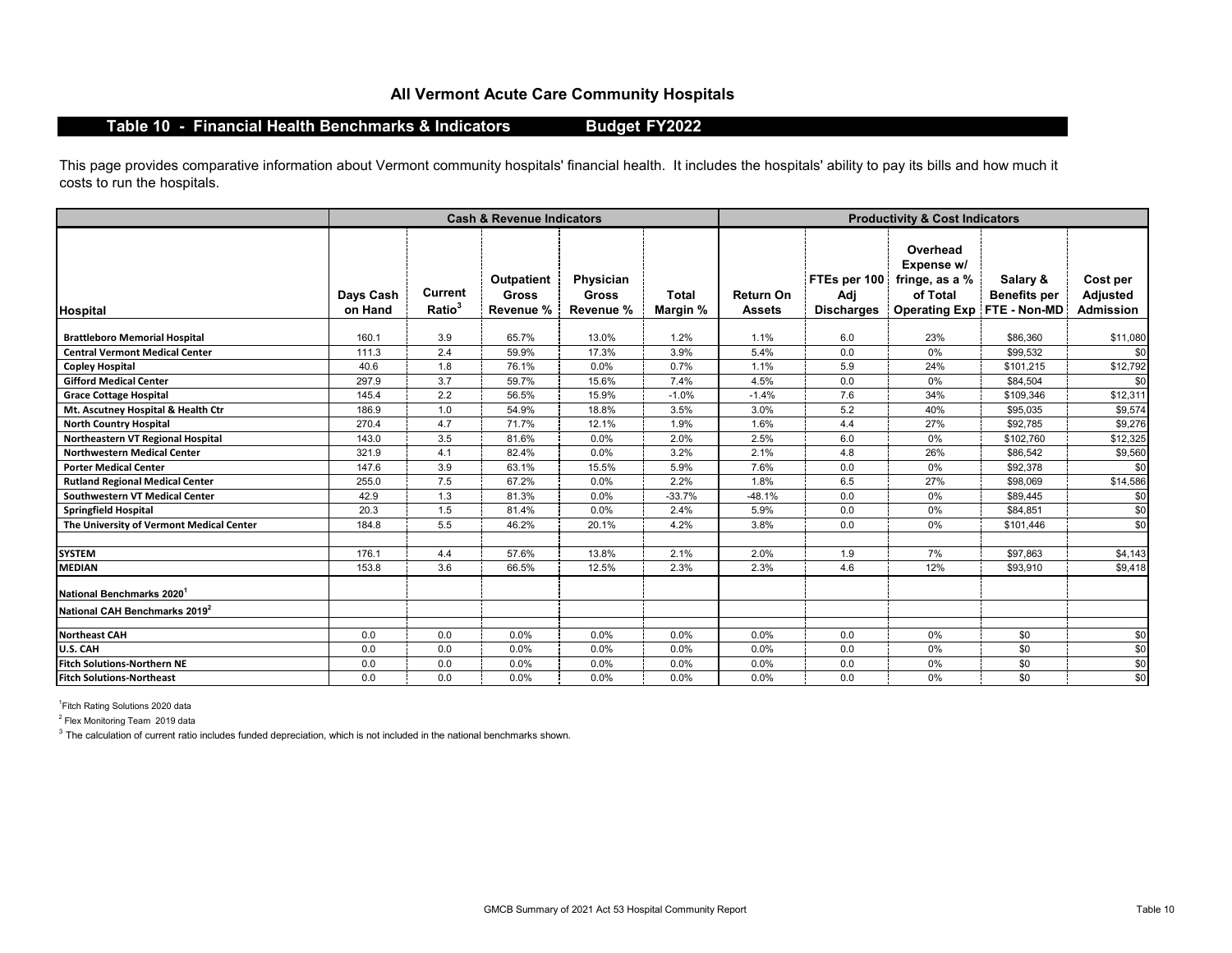## All Vermont Acute Care Community Hospitals

### Table 10 - Financial Health Benchmarks & Indicators Budget FY2022

This page provides comparative information about Vermont community hospitals' financial health. It includes the hospitals' ability to pay its bills and how much it costs to run the hospitals.

| | Cash & Revenue Indicators | | | | | Productivity & Cost Indicators | | | | |
|---|---|---|---|---|---|---|---|---|---|---|
| Hospital | Days Cash on Hand | Current Ratio[3] | Outpatient Gross Revenue % | Physician Gross Revenue % | Total Margin % | Return On Assets | FTEs per 100 Adj Discharges | Overhead Expense w/ fringe, as a % of Total Operating Exp | Salary & Benefits per FTE - Non-MD | Cost per Adjusted Admission |
| Brattleboro Memorial Hospital | 160.1 | 3.9 | 65.7% | 13.0% | 1.2% | 1.1% | 6.0 | 23% | $86,360 | $11,080 |
| Central Vermont Medical Center | 111.3 | 2.4 | 59.9% | 17.3% | 3.9% | 5.4% | 0.0 | 0% | $99,532 | $0 |
| Copley Hospital | 40.6 | 1.8 | 76.1% | 0.0% | 0.7% | 1.1% | 5.9 | 24% | $101,215 | $12,792 |
| Gifford Medical Center | 297.9 | 3.7 | 59.7% | 15.6% | 7.4% | 4.5% | 0.0 | 0% | $84,504 | $0 |
| Grace Cottage Hospital | 145.4 | 2.2 | 56.5% | 15.9% | -1.0% | -1.4% | 7.6 | 34% | $109,346 | $12,311 |
| Mt. Ascutney Hospital & Health Ctr | 186.9 | 1.0 | 54.9% | 18.8% | 3.5% | 3.0% | 5.2 | 40% | $95,035 | $9,574 |
| North Country Hospital | 270.4 | 4.7 | 71.7% | 12.1% | 1.9% | 1.6% | 4.4 | 27% | $92,785 | $9,276 |
| Northeastern VT Regional Hospital | 143.0 | 3.5 | 81.6% | 0.0% | 2.0% | 2.5% | 6.0 | 0% | $102,760 | $12,325 |
| Northwestern Medical Center | 321.9 | 4.1 | 82.4% | 0.0% | 3.2% | 2.1% | 4.8 | 26% | $86,542 | $9,560 |
| Porter Medical Center | 147.6 | 3.9 | 63.1% | 15.5% | 5.9% | 7.6% | 0.0 | 0% | $92,378 | $0 |
| Rutland Regional Medical Center | 255.0 | 7.5 | 67.2% | 0.0% | 2.2% | 1.8% | 6.5 | 27% | $98,069 | $14,586 |
| Southwestern VT Medical Center | 42.9 | 1.3 | 81.3% | 0.0% | -33.7% | -48.1% | 0.0 | 0% | $89,445 | $0 |
| Springfield Hospital | 20.3 | 1.5 | 81.4% | 0.0% | 2.4% | 5.9% | 0.0 | 0% | $84,851 | $0 |
| The University of Vermont Medical Center | 184.8 | 5.5 | 46.2% | 20.1% | 4.2% | 3.8% | 0.0 | 0% | $101,446 | $0 |
| SYSTEM | 176.1 | 4.4 | 57.6% | 13.8% | 2.1% | 2.0% | 1.9 | 7% | $97,863 | $4,143 |
| MEDIAN | 153.8 | 3.6 | 66.5% | 12.5% | 2.3% | 2.3% | 4.6 | 12% | $93,910 | $9,418 |
| National Benchmarks 2020[1] | | | | | | | | | | |
| National CAH Benchmarks 2019[2] | | | | | | | | | | |
| Northeast CAH | 0.0 | 0.0 | 0.0% | 0.0% | 0.0% | 0.0% | 0.0 | 0% | $0 | $0 |
| U.S. CAH | 0.0 | 0.0 | 0.0% | 0.0% | 0.0% | 0.0% | 0.0 | 0% | $0 | $0 |
| Fitch Solutions-Northern NE | 0.0 | 0.0 | 0.0% | 0.0% | 0.0% | 0.0% | 0.0 | 0% | $0 | $0 |
| Fitch Solutions-Northeast | 0.0 | 0.0 | 0.0% | 0.0% | 0.0% | 0.0% | 0.0 | 0% | $0 | $0 |

[1] Fitch Rating Solutions 2020 data

[2] Flex Monitoring Team 2019 data

[3] The calculation of current ratio includes funded depreciation, which is not included in the national benchmarks shown.